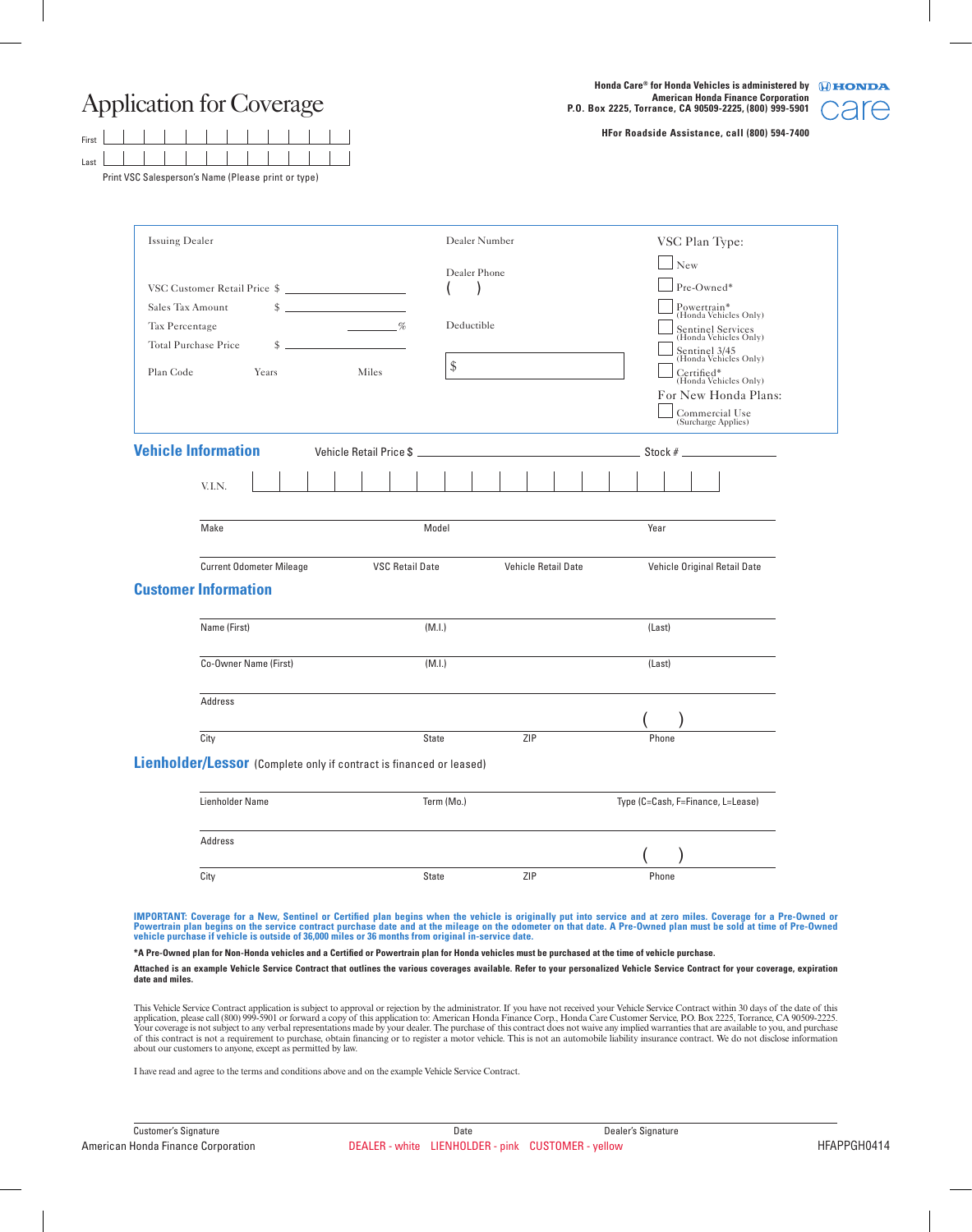# Application for Coverage

Honda Care® for Honda Vehicles is administered by
American Honda Finance Corporation
P.O. Box 2225, Torrance, CA 90509-2225, (800) 999-5901

HFor Roadside Assistance, call (800) 594-7400

HONDA care

First

Last

Print VSC Salesperson's Name (Please print or type)

Issuing Dealer

Dealer Number

Dealer Phone ( )

VSC Customer Retail Price $

Sales Tax Amount $

Tax Percentage %

Total Purchase Price $

Deductible $

Plan Code | Years | Miles

VSC Plan Type:

- ☐ New
- ☐ Pre-Owned*
- ☐ Powertrain* (Honda Vehicles Only)
- ☐ Sentinel Services (Honda Vehicles Only)
- ☐ Sentinel 3/45 (Honda Vehicles Only)
- ☐ Certified* (Honda Vehicles Only)

For New Honda Plans:

- ☐ Commercial Use (Surcharge Applies)

## Vehicle Information

Vehicle Retail Price $ Stock #

V.I.N.

Make | Model | Year

Current Odometer Mileage | VSC Retail Date | Vehicle Retail Date | Vehicle Original Retail Date

## Customer Information

Name (First) | (M.I.) | (Last)

Co-Owner Name (First) | (M.I.) | (Last)

Address

City | State | ZIP | Phone ( )

## Lienholder/Lessor (Complete only if contract is financed or leased)

Lienholder Name | Term (Mo.) | Type (C=Cash, F=Finance, L=Lease)

Address

City | State | ZIP | Phone ( )

**IMPORTANT: Coverage for a New, Sentinel or Certified plan begins when the vehicle is originally put into service and at zero miles. Coverage for a Pre-Owned or Powertrain plan begins on the service contract purchase date and at the mileage on the odometer on that date. A Pre-Owned plan must be sold at time of Pre-Owned vehicle purchase if vehicle is outside of 36,000 miles or 36 months from original in-service date.**

**\*A Pre-Owned plan for Non-Honda vehicles and a Certified or Powertrain plan for Honda vehicles must be purchased at the time of vehicle purchase.**

**Attached is an example Vehicle Service Contract that outlines the various coverages available. Refer to your personalized Vehicle Service Contract for your coverage, expiration date and miles.**

This Vehicle Service Contract application is subject to approval or rejection by the administrator. If you have not received your Vehicle Service Contract within 30 days of the date of this application, please call (800) 999-5901 or forward a copy of this application to: American Honda Finance Corp., Honda Care Customer Service, P.O. Box 2225, Torrance, CA 90509-2225. Your coverage is not subject to any verbal representations made by your dealer. The purchase of this contract does not waive any implied warranties that are available to you, and purchase of this contract is not a requirement to purchase, obtain financing or to register a motor vehicle. This is not an automobile liability insurance contract. We do not disclose information about our customers to anyone, except as permitted by law.

I have read and agree to the terms and conditions above and on the example Vehicle Service Contract.

Customer's Signature | Date | Dealer's Signature

American Honda Finance Corporation | DEALER - white | LIENHOLDER - pink | CUSTOMER - yellow | HFAPPGH0414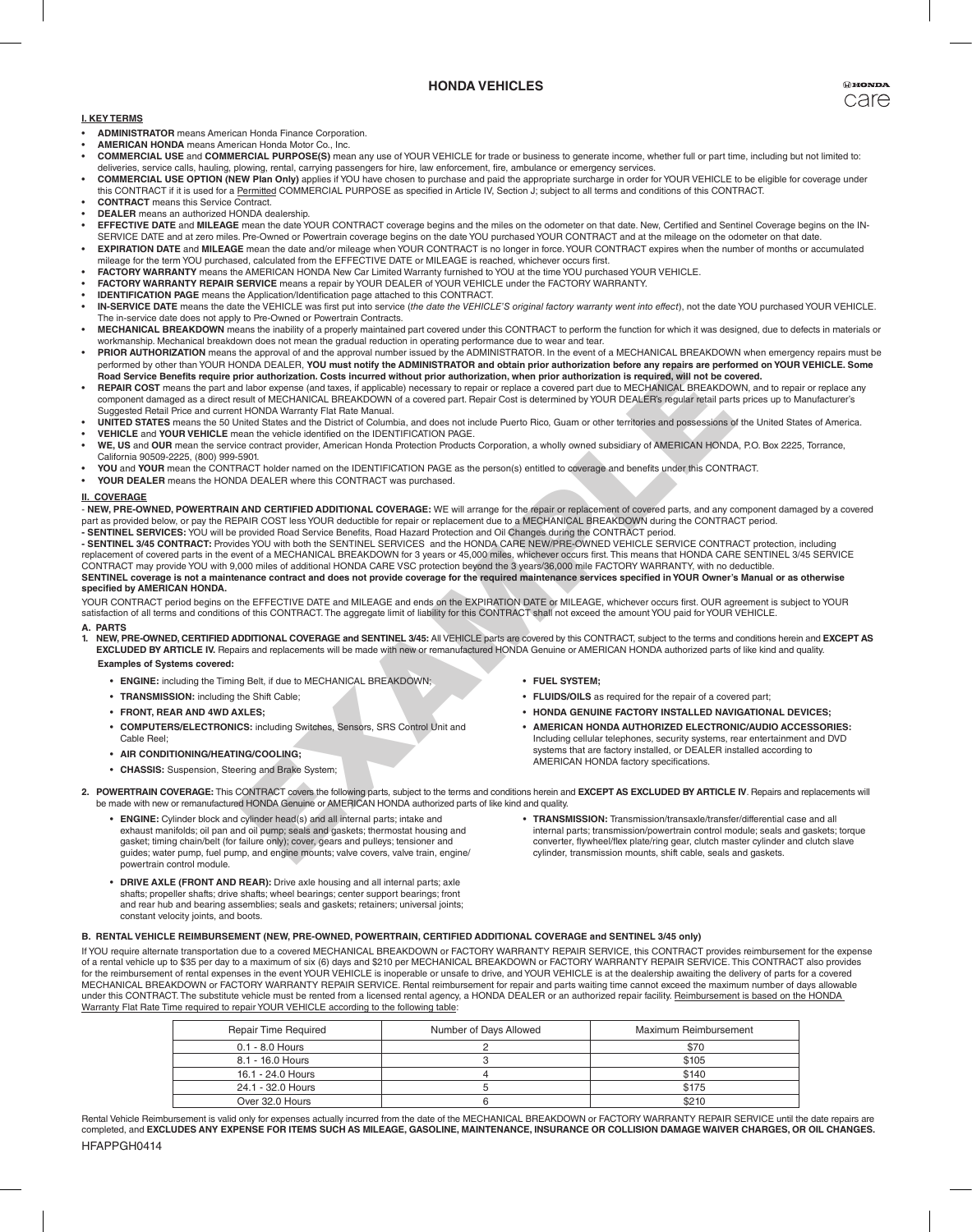# HONDA VEHICLES

## I. KEY TERMS

- **ADMINISTRATOR** means American Honda Finance Corporation.
- **AMERICAN HONDA** means American Honda Motor Co., Inc.
- **COMMERCIAL USE** and **COMMERCIAL PURPOSE(S)** mean any use of YOUR VEHICLE for trade or business to generate income, whether full or part time, including but not limited to: deliveries, service calls, hauling, plowing, rental, carrying passengers for hire, law enforcement, fire, ambulance or emergency services.
- **COMMERCIAL USE OPTION (NEW Plan Only)** applies if YOU have chosen to purchase and paid the appropriate surcharge in order for YOUR VEHICLE to be eligible for coverage under this CONTRACT if it is used for a Permitted COMMERCIAL PURPOSE as specified in Article IV, Section J; subject to all terms and conditions of this CONTRACT.
- **CONTRACT** means this Service Contract.
- **DEALER** means an authorized HONDA dealership.
- **EFFECTIVE DATE** and **MILEAGE** mean the date YOUR CONTRACT coverage begins and the miles on the odometer on that date. New, Certified and Sentinel Coverage begins on the IN-SERVICE DATE and at zero miles. Pre-Owned or Powertrain coverage begins on the date YOU purchased YOUR CONTRACT and at the mileage on the odometer on that date.
- **EXPIRATION DATE** and **MILEAGE** mean the date and/or mileage when YOUR CONTRACT is no longer in force. YOUR CONTRACT expires when the number of months or accumulated mileage for the term YOU purchased, calculated from the EFFECTIVE DATE or MILEAGE is reached, whichever occurs first.
- **FACTORY WARRANTY** means the AMERICAN HONDA New Car Limited Warranty furnished to YOU at the time YOU purchased YOUR VEHICLE.
- **FACTORY WARRANTY REPAIR SERVICE** means a repair by YOUR DEALER of YOUR VEHICLE under the FACTORY WARRANTY.
- **IDENTIFICATION PAGE** means the Application/Identification page attached to this CONTRACT.
- **IN-SERVICE DATE** means the date the VEHICLE was first put into service (*the date the VEHICLE'S original factory warranty went into effect*), not the date YOU purchased YOUR VEHICLE. The in-service date does not apply to Pre-Owned or Powertrain Contracts.
- **MECHANICAL BREAKDOWN** means the inability of a properly maintained part covered under this CONTRACT to perform the function for which it was designed, due to defects in materials or workmanship. Mechanical breakdown does not mean the gradual reduction in operating performance due to wear and tear.
- **PRIOR AUTHORIZATION** means the approval of and the approval number issued by the ADMINISTRATOR. In the event of a MECHANICAL BREAKDOWN when emergency repairs must be performed by other than YOUR HONDA DEALER, **YOU must notify the ADMINISTRATOR and obtain prior authorization before any repairs are performed on YOUR VEHICLE. Some Road Service Benefits require prior authorization. Costs incurred without prior authorization, when prior authorization is required, will not be covered.**
- **REPAIR COST** means the part and labor expense (and taxes, if applicable) necessary to repair or replace a covered part due to MECHANICAL BREAKDOWN, and to repair or replace any component damaged as a direct result of MECHANICAL BREAKDOWN of a covered part. Repair Cost is determined by YOUR DEALER's regular retail parts prices up to Manufacturer's Suggested Retail Price and current HONDA Warranty Flat Rate Manual.
- **UNITED STATES** means the 50 United States and the District of Columbia, and does not include Puerto Rico, Guam or other territories and possessions of the United States of America.
- **VEHICLE** and **YOUR VEHICLE** mean the vehicle identified on the IDENTIFICATION PAGE.
- **WE, US** and **OUR** mean the service contract provider, American Honda Protection Products Corporation, a wholly owned subsidiary of AMERICAN HONDA, P.O. Box 2225, Torrance, California 90509-2225, (800) 999-5901.
- **YOU** and **YOUR** mean the CONTRACT holder named on the IDENTIFICATION PAGE as the person(s) entitled to coverage and benefits under this CONTRACT.
- **YOUR DEALER** means the HONDA DEALER where this CONTRACT was purchased.

## II. COVERAGE

\- **NEW, PRE-OWNED, POWERTRAIN AND CERTIFIED ADDITIONAL COVERAGE:** WE will arrange for the repair or replacement of covered parts, and any component damaged by a covered part as provided below, or pay the REPAIR COST less YOUR deductible for repair or replacement due to a MECHANICAL BREAKDOWN during the CONTRACT period.

\- **SENTINEL SERVICES:** YOU will be provided Road Service Benefits, Road Hazard Protection and Oil Changes during the CONTRACT period.

\- **SENTINEL 3/45 CONTRACT:** Provides YOU with both the SENTINEL SERVICES and the HONDA CARE NEW/PRE-OWNED VEHICLE SERVICE CONTRACT protection, including replacement of covered parts in the event of a MECHANICAL BREAKDOWN for 3 years or 45,000 miles, whichever occurs first. This means that HONDA CARE SENTINEL 3/45 SERVICE CONTRACT may provide YOU with 9,000 miles of additional HONDA CARE VSC protection beyond the 3 years/36,000 mile FACTORY WARRANTY, with no deductible.

**SENTINEL coverage is not a maintenance contract and does not provide coverage for the required maintenance services specified in YOUR Owner's Manual or as otherwise specified by AMERICAN HONDA.**

YOUR CONTRACT period begins on the EFFECTIVE DATE and MILEAGE and ends on the EXPIRATION DATE or MILEAGE, whichever occurs first. OUR agreement is subject to YOUR satisfaction of all terms and conditions of this CONTRACT. The aggregate limit of liability for this CONTRACT shall not exceed the amount YOU paid for YOUR VEHICLE.

### A. PARTS

1. **NEW, PRE-OWNED, CERTIFIED ADDITIONAL COVERAGE and SENTINEL 3/45:** All VEHICLE parts are covered by this CONTRACT, subject to the terms and conditions herein and **EXCEPT AS EXCLUDED BY ARTICLE IV.** Repairs and replacements will be made with new or remanufactured HONDA Genuine or AMERICAN HONDA authorized parts of like kind and quality.

   **Examples of Systems covered:**

   - **ENGINE:** including the Timing Belt, if due to MECHANICAL BREAKDOWN;
   - **TRANSMISSION:** including the Shift Cable;
   - **FRONT, REAR AND 4WD AXLES;**
   - **COMPUTERS/ELECTRONICS:** including Switches, Sensors, SRS Control Unit and Cable Reel;
   - **AIR CONDITIONING/HEATING/COOLING;**
   - **CHASSIS:** Suspension, Steering and Brake System;
   - **FUEL SYSTEM;**
   - **FLUIDS/OILS** as required for the repair of a covered part;
   - **HONDA GENUINE FACTORY INSTALLED NAVIGATIONAL DEVICES;**
   - **AMERICAN HONDA AUTHORIZED ELECTRONIC/AUDIO ACCESSORIES:** Including cellular telephones, security systems, rear entertainment and DVD systems that are factory installed, or DEALER installed according to AMERICAN HONDA factory specifications.

2. **POWERTRAIN COVERAGE:** This CONTRACT covers the following parts, subject to the terms and conditions herein and **EXCEPT AS EXCLUDED BY ARTICLE IV**. Repairs and replacements will be made with new or remanufactured HONDA Genuine or AMERICAN HONDA authorized parts of like kind and quality.

   - **ENGINE:** Cylinder block and cylinder head(s) and all internal parts; intake and exhaust manifolds; oil pan and oil pump; seals and gaskets; thermostat housing and gasket; timing chain/belt (for failure only); cover, gears and pulleys; tensioner and guides; water pump, fuel pump, and engine mounts; valve covers, valve train, engine/powertrain control module.
   - **DRIVE AXLE (FRONT AND REAR):** Drive axle housing and all internal parts; axle shafts; propeller shafts; drive shafts; wheel bearings; center support bearings; front and rear hub and bearing assemblies; seals and gaskets; retainers; universal joints; constant velocity joints, and boots.
   - **TRANSMISSION:** Transmission/transaxle/transfer/differential case and all internal parts; transmission/powertrain control module; seals and gaskets; torque converter, flywheel/flex plate/ring gear, clutch master cylinder and clutch slave cylinder, transmission mounts, shift cable, seals and gaskets.

### B. RENTAL VEHICLE REIMBURSEMENT (NEW, PRE-OWNED, POWERTRAIN, CERTIFIED ADDITIONAL COVERAGE and SENTINEL 3/45 only)

If YOU require alternate transportation due to a covered MECHANICAL BREAKDOWN or FACTORY WARRANTY REPAIR SERVICE, this CONTRACT provides reimbursement for the expense of a rental vehicle up to $35 per day to a maximum of six (6) days and $210 per MECHANICAL BREAKDOWN or FACTORY WARRANTY REPAIR SERVICE. This CONTRACT also provides for the reimbursement of rental expenses in the event YOUR VEHICLE is inoperable or unsafe to drive, and YOUR VEHICLE is at the dealership awaiting the delivery of parts for a covered MECHANICAL BREAKDOWN or FACTORY WARRANTY REPAIR SERVICE. Rental reimbursement for repair and parts waiting time cannot exceed the maximum number of days allowable under this CONTRACT. The substitute vehicle must be rented from a licensed rental agency, a HONDA DEALER or an authorized repair facility. Reimbursement is based on the HONDA Warranty Flat Rate Time required to repair YOUR VEHICLE according to the following table:

| Repair Time Required | Number of Days Allowed | Maximum Reimbursement |
|---|---|---|
| 0.1 - 8.0 Hours | 2 | $70 |
| 8.1 - 16.0 Hours | 3 | $105 |
| 16.1 - 24.0 Hours | 4 | $140 |
| 24.1 - 32.0 Hours | 5 | $175 |
| Over 32.0 Hours | 6 | $210 |

Rental Vehicle Reimbursement is valid only for expenses actually incurred from the date of the MECHANICAL BREAKDOWN or FACTORY WARRANTY REPAIR SERVICE until the date repairs are completed, and **EXCLUDES ANY EXPENSE FOR ITEMS SUCH AS MILEAGE, GASOLINE, MAINTENANCE, INSURANCE OR COLLISION DAMAGE WAIVER CHARGES, OR OIL CHANGES.**

HFAPPGH0414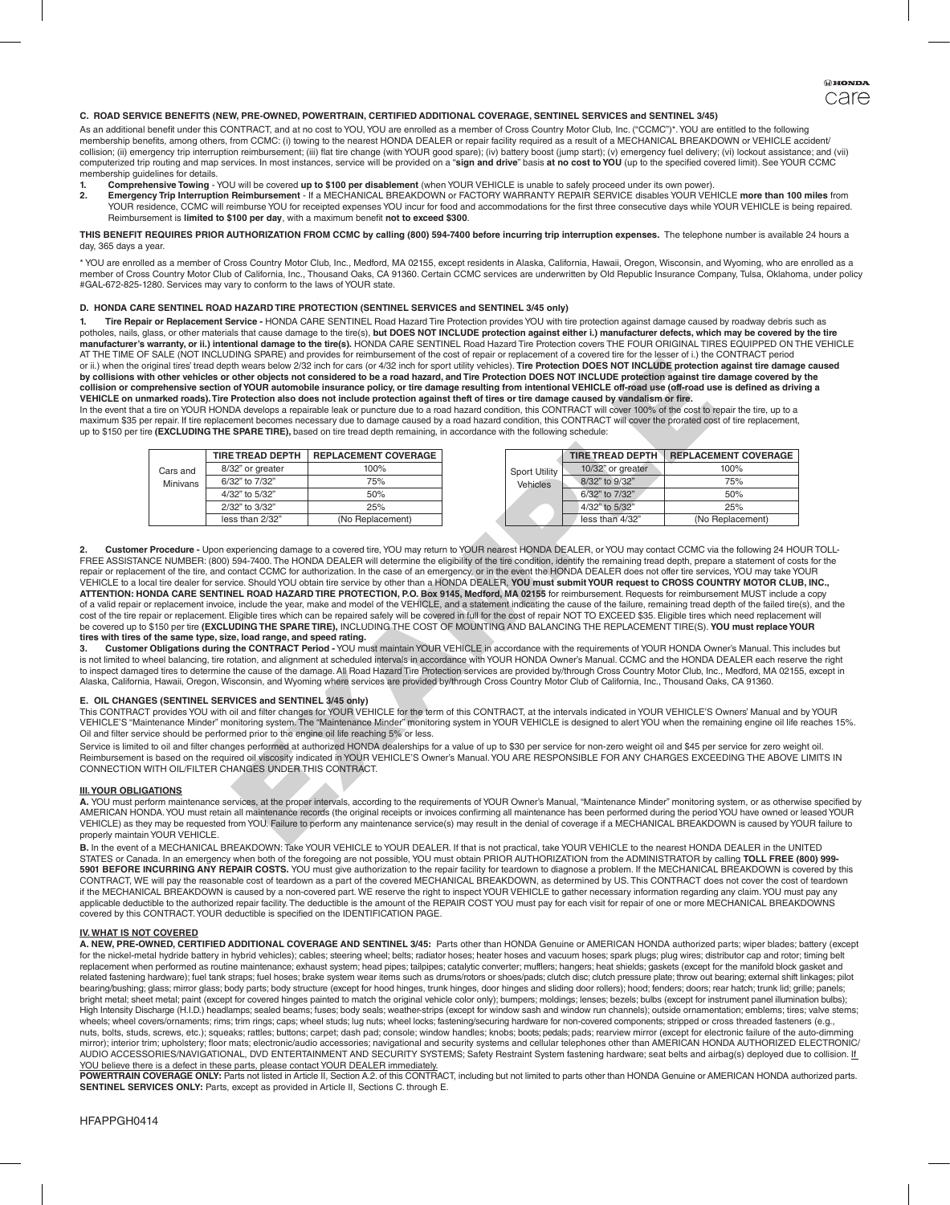### C. ROAD SERVICE BENEFITS (NEW, PRE-OWNED, POWERTRAIN, CERTIFIED ADDITIONAL COVERAGE, SENTINEL SERVICES and SENTINEL 3/45)

As an additional benefit under this CONTRACT, and at no cost to YOU, YOU are enrolled as a member of Cross Country Motor Club, Inc. ("CCMC")*. YOU are entitled to the following membership benefits, among others, from CCMC: (i) towing to the nearest HONDA DEALER or repair facility required as a result of a MECHANICAL BREAKDOWN or VEHICLE accident/collision; (ii) emergency trip interruption reimbursement; (iii) flat tire change (with YOUR good spare); (iv) battery boost (jump start); (v) emergency fuel delivery; (vi) lockout assistance; and (vii) computerized trip routing and map services. In most instances, service will be provided on a "**sign and drive**" basis **at no cost to YOU** (up to the specified covered limit). See YOUR CCMC membership guidelines for details.

1. **Comprehensive Towing** - YOU will be covered **up to $100 per disablement** (when YOUR VEHICLE is unable to safely proceed under its own power).
2. **Emergency Trip Interruption Reimbursement** - If a MECHANICAL BREAKDOWN or FACTORY WARRANTY REPAIR SERVICE disables YOUR VEHICLE **more than 100 miles** from YOUR residence, CCMC will reimburse YOU for receipted expenses YOU incur for food and accommodations for the first three consecutive days while YOUR VEHICLE is being repaired. Reimbursement is **limited to $100 per day**, with a maximum benefit **not to exceed $300**.

**THIS BENEFIT REQUIRES PRIOR AUTHORIZATION FROM CCMC by calling (800) 594-7400 before incurring trip interruption expenses.** The telephone number is available 24 hours a day, 365 days a year.

\* YOU are enrolled as a member of Cross Country Motor Club, Inc., Medford, MA 02155, except residents in Alaska, California, Hawaii, Oregon, Wisconsin, and Wyoming, who are enrolled as a member of Cross Country Motor Club of California, Inc., Thousand Oaks, CA 91360. Certain CCMC services are underwritten by Old Republic Insurance Company, Tulsa, Oklahoma, under policy #GAL-672-825-1280. Services may vary to conform to the laws of YOUR state.

### D. HONDA CARE SENTINEL ROAD HAZARD TIRE PROTECTION (SENTINEL SERVICES and SENTINEL 3/45 only)

1. **Tire Repair or Replacement Service -** HONDA CARE SENTINEL Road Hazard Tire Protection provides YOU with tire protection against damage caused by roadway debris such as potholes, nails, glass, or other materials that cause damage to the tire(s), **but DOES NOT INCLUDE protection against either i.) manufacturer defects, which may be covered by the tire manufacturer's warranty, or ii.) intentional damage to the tire(s).** HONDA CARE SENTINEL Road Hazard Tire Protection covers THE FOUR ORIGINAL TIRES EQUIPPED ON THE VEHICLE AT THE TIME OF SALE (NOT INCLUDING SPARE) and provides for reimbursement of the cost of repair or replacement of a covered tire for the lesser of i.) the CONTRACT period or ii.) when the original tires' tread depth wears below 2/32 inch for cars (or 4/32 inch for sport utility vehicles). **Tire Protection DOES NOT INCLUDE protection against tire damage caused by collisions with other vehicles or other objects not considered to be a road hazard, and Tire Protection DOES NOT INCLUDE protection against tire damage covered by the collision or comprehensive section of YOUR automobile insurance policy, or tire damage resulting from intentional VEHICLE off-road use (off-road use is defined as driving a VEHICLE on unmarked roads). Tire Protection also does not include protection against theft of tires or tire damage caused by vandalism or fire.**

In the event that a tire on YOUR HONDA develops a repairable leak or puncture due to a road hazard condition, this CONTRACT will cover 100% of the cost to repair the tire, up to a maximum $35 per repair. If tire replacement becomes necessary due to damage caused by a road hazard condition, this CONTRACT will cover the prorated cost of tire replacement, up to $150 per tire **(EXCLUDING THE SPARE TIRE),** based on tire tread depth remaining, in accordance with the following schedule:

| | TIRE TREAD DEPTH | REPLACEMENT COVERAGE |
|---|---|---|
| Cars and Minivans | 8/32" or greater | 100% |
| | 6/32" to 7/32" | 75% |
| | 4/32" to 5/32" | 50% |
| | 2/32" to 3/32" | 25% |
| | less than 2/32" | (No Replacement) |

| | TIRE TREAD DEPTH | REPLACEMENT COVERAGE |
|---|---|---|
| Sport Utility Vehicles | 10/32" or greater | 100% |
| | 8/32" to 9/32" | 75% |
| | 6/32" to 7/32" | 50% |
| | 4/32" to 5/32" | 25% |
| | less than 4/32" | (No Replacement) |

2. **Customer Procedure -** Upon experiencing damage to a covered tire, YOU may return to YOUR nearest HONDA DEALER, or YOU may contact CCMC via the following 24 HOUR TOLL-FREE ASSISTANCE NUMBER: (800) 594-7400. The HONDA DEALER will determine the eligibility of the tire condition, identify the remaining tread depth, prepare a statement of costs for the repair or replacement of the tire, and contact CCMC for authorization. In the case of an emergency, or in the event the HONDA DEALER does not offer tire services, YOU may take YOUR VEHICLE to a local tire dealer for service. Should YOU obtain tire service by other than a HONDA DEALER, **YOU must submit YOUR request to CROSS COUNTRY MOTOR CLUB, INC., ATTENTION: HONDA CARE SENTINEL ROAD HAZARD TIRE PROTECTION, P.O. Box 9145, Medford, MA 02155** for reimbursement. Requests for reimbursement MUST include a copy of a valid repair or replacement invoice, include the year, make and model of the VEHICLE, and a statement indicating the cause of the failure, remaining tread depth of the failed tire(s), and the cost of the tire repair or replacement. Eligible tires which can be repaired safely will be covered in full for the cost of repair NOT TO EXCEED $35. Eligible tires which need replacement will be covered up to $150 per tire **(EXCLUDING THE SPARE TIRE),** INCLUDING THE COST OF MOUNTING AND BALANCING THE REPLACEMENT TIRE(S). **YOU must replace YOUR tires with tires of the same type, size, load range, and speed rating.**
3. **Customer Obligations during the CONTRACT Period -** YOU must maintain YOUR VEHICLE in accordance with the requirements of YOUR HONDA Owner's Manual. This includes but is not limited to wheel balancing, tire rotation, and alignment at scheduled intervals in accordance with YOUR HONDA Owner's Manual. CCMC and the HONDA DEALER each reserve the right to inspect damaged tires to determine the cause of the damage. All Road Hazard Tire Protection services are provided by/through Cross Country Motor Club, Inc., Medford, MA 02155, except in Alaska, California, Hawaii, Oregon, Wisconsin, and Wyoming where services are provided by/through Cross Country Motor Club of California, Inc., Thousand Oaks, CA 91360.

### E. OIL CHANGES (SENTINEL SERVICES and SENTINEL 3/45 only)

This CONTRACT provides YOU with oil and filter changes for YOUR VEHICLE for the term of this CONTRACT, at the intervals indicated in YOUR VEHICLE'S Owners' Manual and by YOUR VEHICLE'S "Maintenance Minder" monitoring system. The "Maintenance Minder" monitoring system in YOUR VEHICLE is designed to alert YOU when the remaining engine oil life reaches 15%. Oil and filter service should be performed prior to the engine oil life reaching 5% or less.

Service is limited to oil and filter changes performed at authorized HONDA dealerships for a value of up to $30 per service for non-zero weight oil and $45 per service for zero weight oil. Reimbursement is based on the required oil viscosity indicated in YOUR VEHICLE'S Owner's Manual. YOU ARE RESPONSIBLE FOR ANY CHARGES EXCEEDING THE ABOVE LIMITS IN CONNECTION WITH OIL/FILTER CHANGES UNDER THIS CONTRACT.

## III. YOUR OBLIGATIONS

**A.** YOU must perform maintenance services, at the proper intervals, according to the requirements of YOUR Owner's Manual, "Maintenance Minder" monitoring system, or as otherwise specified by AMERICAN HONDA. YOU must retain all maintenance records (the original receipts or invoices confirming all maintenance has been performed during the period YOU have owned or leased YOUR VEHICLE) as they may be requested from YOU. Failure to perform any maintenance service(s) may result in the denial of coverage if a MECHANICAL BREAKDOWN is caused by YOUR failure to properly maintain YOUR VEHICLE.

**B.** In the event of a MECHANICAL BREAKDOWN: Take YOUR VEHICLE to YOUR DEALER. If that is not practical, take YOUR VEHICLE to the nearest HONDA DEALER in the UNITED STATES or Canada. In an emergency when both of the foregoing are not possible, YOU must obtain PRIOR AUTHORIZATION from the ADMINISTRATOR by calling **TOLL FREE (800) 999-5901 BEFORE INCURRING ANY REPAIR COSTS.** YOU must give authorization to the repair facility for teardown to diagnose a problem. If the MECHANICAL BREAKDOWN is covered by this CONTRACT, WE will pay the reasonable cost of teardown as a part of the covered MECHANICAL BREAKDOWN, as determined by US. This CONTRACT does not cover the cost of teardown if the MECHANICAL BREAKDOWN is caused by a non-covered part. WE reserve the right to inspect YOUR VEHICLE to gather necessary information regarding any claim. YOU must pay any applicable deductible to the authorized repair facility. The deductible is the amount of the REPAIR COST YOU must pay for each visit for repair of one or more MECHANICAL BREAKDOWNS covered by this CONTRACT. YOUR deductible is specified on the IDENTIFICATION PAGE.

## IV. WHAT IS NOT COVERED

**A. NEW, PRE-OWNED, CERTIFIED ADDITIONAL COVERAGE AND SENTINEL 3/45:** Parts other than HONDA Genuine or AMERICAN HONDA authorized parts; wiper blades; battery (except for the nickel-metal hydride battery in hybrid vehicles); cables; steering wheel; belts; radiator hoses; heater hoses and vacuum hoses; spark plugs; plug wires; distributor cap and rotor; timing belt replacement when performed as routine maintenance; exhaust system; head pipes; tailpipes; catalytic converter; mufflers; hangers; heat shields; gaskets (except for the manifold block gasket and related fastening hardware); fuel tank straps; fuel hoses; brake system wear items such as drums/rotors or shoes/pads; clutch disc; clutch pressure plate; throw out bearing; external shift linkages; pilot bearing/bushing; glass; mirror glass; body parts; body structure (except for hood hinges, trunk hinges, door hinges and sliding door rollers); hood; fenders; doors; rear hatch; trunk lid; grille; panels; bright metal; sheet metal; paint (except for covered hinges painted to match the original vehicle color only); bumpers; moldings; lenses; bezels; bulbs (except for instrument panel illumination bulbs); High Intensity Discharge (H.I.D.) headlamps; sealed beams; fuses; body seals; weather-strips (except for window sash and window run channels); outside ornamentation; emblems; tires; valve stems; wheels; wheel covers/ornaments; rims; trim rings; caps; wheel studs; lug nuts; wheel locks; fastening/securing hardware for non-covered components; stripped or cross threaded fasteners (e.g., nuts, bolts, studs, screws, etc.); squeaks; rattles; buttons; carpet; dash pad; console; window handles; knobs; boots; pedals; pads; rearview mirror (except for electronic failure of the auto-dimming mirror); interior trim; upholstery; floor mats; electronic/audio accessories; navigational and security systems and cellular telephones other than AMERICAN HONDA AUTHORIZED ELECTRONIC/AUDIO ACCESSORIES/NAVIGATIONAL, DVD ENTERTAINMENT AND SECURITY SYSTEMS; Safety Restraint System fastening hardware; seat belts and airbag(s) deployed due to collision. If YOU believe there is a defect in these parts, please contact YOUR DEALER immediately.

**POWERTRAIN COVERAGE ONLY:** Parts not listed in Article II, Section A.2. of this CONTRACT, including but not limited to parts other than HONDA Genuine or AMERICAN HONDA authorized parts.

**SENTINEL SERVICES ONLY:** Parts, except as provided in Article II, Sections C. through E.

HFAPPGH0414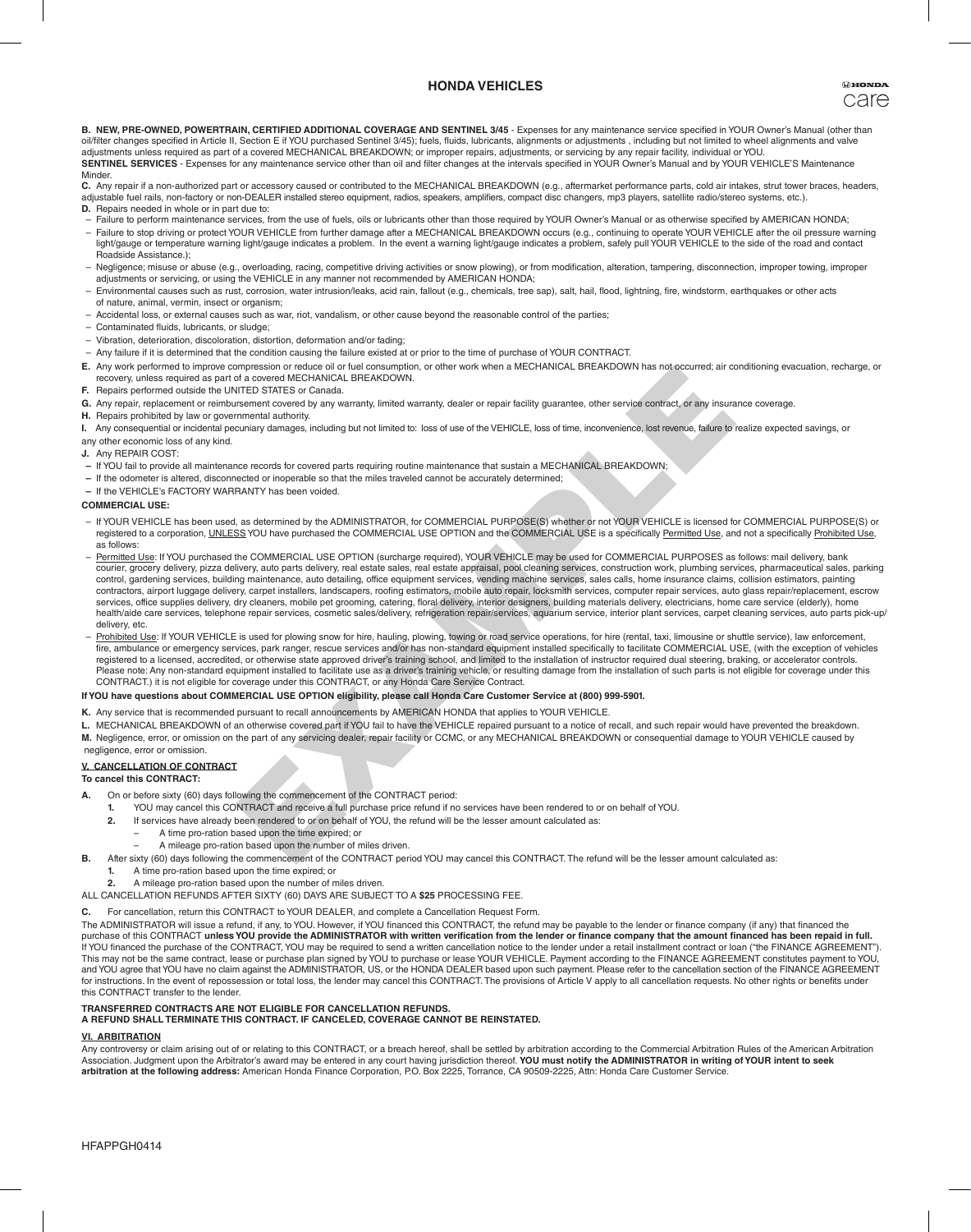# HONDA VEHICLES

**B. NEW, PRE-OWNED, POWERTRAIN, CERTIFIED ADDITIONAL COVERAGE AND SENTINEL 3/45** - Expenses for any maintenance service specified in YOUR Owner's Manual (other than oil/filter changes specified in Article II, Section E if YOU purchased Sentinel 3/45); fuels, fluids, lubricants, alignments or adjustments , including but not limited to wheel alignments and valve adjustments unless required as part of a covered MECHANICAL BREAKDOWN; or improper repairs, adjustments, or servicing by any repair facility, individual or YOU.

**SENTINEL SERVICES** - Expenses for any maintenance service other than oil and filter changes at the intervals specified in YOUR Owner's Manual and by YOUR VEHICLE'S Maintenance Minder.

**C.** Any repair if a non-authorized part or accessory caused or contributed to the MECHANICAL BREAKDOWN (e.g., aftermarket performance parts, cold air intakes, strut tower braces, headers, adjustable fuel rails, non-factory or non-DEALER installed stereo equipment, radios, speakers, amplifiers, compact disc changers, mp3 players, satellite radio/stereo systems, etc.).

**D.** Repairs needed in whole or in part due to:

- Failure to perform maintenance services, from the use of fuels, oils or lubricants other than those required by YOUR Owner's Manual or as otherwise specified by AMERICAN HONDA;
- Failure to stop driving or protect YOUR VEHICLE from further damage after a MECHANICAL BREAKDOWN occurs (e.g., continuing to operate YOUR VEHICLE after the oil pressure warning light/gauge or temperature warning light/gauge indicates a problem. In the event a warning light/gauge indicates a problem, safely pull YOUR VEHICLE to the side of the road and contact Roadside Assistance.);
- Negligence; misuse or abuse (e.g., overloading, racing, competitive driving activities or snow plowing), or from modification, alteration, tampering, disconnection, improper towing, improper adjustments or servicing, or using the VEHICLE in any manner not recommended by AMERICAN HONDA;
- Environmental causes such as rust, corrosion, water intrusion/leaks, acid rain, fallout (e.g., chemicals, tree sap), salt, hail, flood, lightning, fire, windstorm, earthquakes or other acts of nature, animal, vermin, insect or organism;
- Accidental loss, or external causes such as war, riot, vandalism, or other cause beyond the reasonable control of the parties;
- Contaminated fluids, lubricants, or sludge;
- Vibration, deterioration, discoloration, distortion, deformation and/or fading;
- Any failure if it is determined that the condition causing the failure existed at or prior to the time of purchase of YOUR CONTRACT.

**E.** Any work performed to improve compression or reduce oil or fuel consumption, or other work when a MECHANICAL BREAKDOWN has not occurred; air conditioning evacuation, recharge, or recovery, unless required as part of a covered MECHANICAL BREAKDOWN.

**F.** Repairs performed outside the UNITED STATES or Canada.

**G.** Any repair, replacement or reimbursement covered by any warranty, limited warranty, dealer or repair facility guarantee, other service contract, or any insurance coverage.

**H.** Repairs prohibited by law or governmental authority.

**I.** Any consequential or incidental pecuniary damages, including but not limited to: loss of use of the VEHICLE, loss of time, inconvenience, lost revenue, failure to realize expected savings, or any other economic loss of any kind.

**J.** Any REPAIR COST:

- If YOU fail to provide all maintenance records for covered parts requiring routine maintenance that sustain a MECHANICAL BREAKDOWN;
- If the odometer is altered, disconnected or inoperable so that the miles traveled cannot be accurately determined;
- If the VEHICLE's FACTORY WARRANTY has been voided.

**COMMERCIAL USE:**

- If YOUR VEHICLE has been used, as determined by the ADMINISTRATOR, for COMMERCIAL PURPOSE(S) whether or not YOUR VEHICLE is licensed for COMMERCIAL PURPOSE(S) or registered to a corporation, UNLESS YOU have purchased the COMMERCIAL USE OPTION and the COMMERCIAL USE is a specifically Permitted Use, and not a specifically Prohibited Use, as follows:
- Permitted Use: If YOU purchased the COMMERCIAL USE OPTION (surcharge required), YOUR VEHICLE may be used for COMMERCIAL PURPOSES as follows: mail delivery, bank courier, grocery delivery, pizza delivery, auto parts delivery, real estate sales, real estate appraisal, pool cleaning services, construction work, plumbing services, pharmaceutical sales, parking control, gardening services, building maintenance, auto detailing, office equipment services, vending machine services, sales calls, home insurance claims, collision estimators, painting contractors, airport luggage delivery, carpet installers, landscapers, roofing estimators, mobile auto repair, locksmith services, computer repair services, auto glass repair/replacement, escrow services, office supplies delivery, dry cleaners, mobile pet grooming, catering, floral delivery, interior designers, building materials delivery, electricians, home care service (elderly), home health/aide care services, telephone repair services, cosmetic sales/delivery, refrigeration repair/services, aquarium service, interior plant services, carpet cleaning services, auto parts pick-up/delivery, etc.
- Prohibited Use: If YOUR VEHICLE is used for plowing snow for hire, hauling, plowing, towing or road service operations, for hire (rental, taxi, limousine or shuttle service), law enforcement, fire, ambulance or emergency services, park ranger, rescue services and/or has non-standard equipment installed specifically to facilitate COMMERCIAL USE, (with the exception of vehicles registered to a licensed, accredited, or otherwise state approved driver's training school, and limited to the installation of instructor required dual steering, braking, or accelerator controls. Please note: Any non-standard equipment installed to facilitate use as a driver's training vehicle, or resulting damage from the installation of such parts is not eligible for coverage under this CONTRACT.) it is not eligible for coverage under this CONTRACT, or any Honda Care Service Contract.

**If YOU have questions about COMMERCIAL USE OPTION eligibility, please call Honda Care Customer Service at (800) 999-5901.**

**K.** Any service that is recommended pursuant to recall announcements by AMERICAN HONDA that applies to YOUR VEHICLE.

**L.** MECHANICAL BREAKDOWN of an otherwise covered part if YOU fail to have the VEHICLE repaired pursuant to a notice of recall, and such repair would have prevented the breakdown.

**M.** Negligence, error, or omission on the part of any servicing dealer, repair facility or CCMC, or any MECHANICAL BREAKDOWN or consequential damage to YOUR VEHICLE caused by negligence, error or omission.

## V. CANCELLATION OF CONTRACT

**To cancel this CONTRACT:**

**A.** On or before sixty (60) days following the commencement of the CONTRACT period:

1. YOU may cancel this CONTRACT and receive a full purchase price refund if no services have been rendered to or on behalf of YOU.
2. If services have already been rendered to or on behalf of YOU, the refund will be the lesser amount calculated as:
   - A time pro-ration based upon the time expired; or
   - A mileage pro-ration based upon the number of miles driven.

**B.** After sixty (60) days following the commencement of the CONTRACT period YOU may cancel this CONTRACT. The refund will be the lesser amount calculated as:

1. A time pro-ration based upon the time expired; or
2. A mileage pro-ration based upon the number of miles driven.

ALL CANCELLATION REFUNDS AFTER SIXTY (60) DAYS ARE SUBJECT TO A **$25** PROCESSING FEE.

**C.** For cancellation, return this CONTRACT to YOUR DEALER, and complete a Cancellation Request Form.

The ADMINISTRATOR will issue a refund, if any, to YOU. However, if YOU financed this CONTRACT, the refund may be payable to the lender or finance company (if any) that financed the purchase of this CONTRACT **unless YOU provide the ADMINISTRATOR with written verification from the lender or finance company that the amount financed has been repaid in full.** If YOU financed the purchase of the CONTRACT, YOU may be required to send a written cancellation notice to the lender under a retail installment contract or loan ("the FINANCE AGREEMENT"). This may not be the same contract, lease or purchase plan signed by YOU to purchase or lease YOUR VEHICLE. Payment according to the FINANCE AGREEMENT constitutes payment to YOU, and YOU agree that YOU have no claim against the ADMINISTRATOR, US, or the HONDA DEALER based upon such payment. Please refer to the cancellation section of the FINANCE AGREEMENT for instructions. In the event of repossession or total loss, the lender may cancel this CONTRACT. The provisions of Article V apply to all cancellation requests. No other rights or benefits under this CONTRACT transfer to the lender.

**TRANSFERRED CONTRACTS ARE NOT ELIGIBLE FOR CANCELLATION REFUNDS.**
**A REFUND SHALL TERMINATE THIS CONTRACT. IF CANCELED, COVERAGE CANNOT BE REINSTATED.**

## VI. ARBITRATION

Any controversy or claim arising out of or relating to this CONTRACT, or a breach hereof, shall be settled by arbitration according to the Commercial Arbitration Rules of the American Arbitration Association. Judgment upon the Arbitrator's award may be entered in any court having jurisdiction thereof. **YOU must notify the ADMINISTRATOR in writing of YOUR intent to seek arbitration at the following address:** American Honda Finance Corporation, P.O. Box 2225, Torrance, CA 90509-2225, Attn: Honda Care Customer Service.

HFAPPGH0414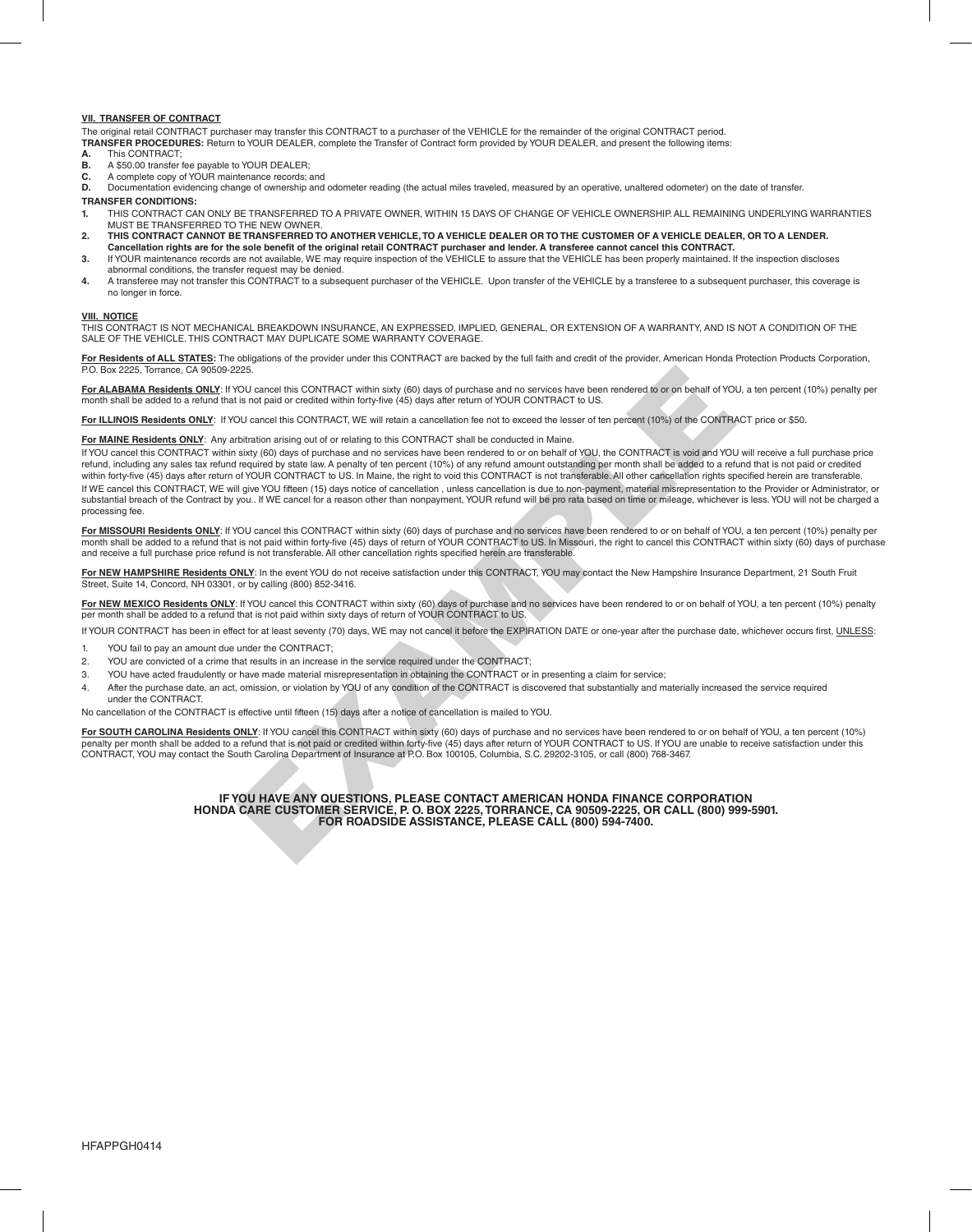## VII. TRANSFER OF CONTRACT

The original retail CONTRACT purchaser may transfer this CONTRACT to a purchaser of the VEHICLE for the remainder of the original CONTRACT period.

**TRANSFER PROCEDURES:** Return to YOUR DEALER, complete the Transfer of Contract form provided by YOUR DEALER, and present the following items:

**A.** This CONTRACT;
**B.** A $50.00 transfer fee payable to YOUR DEALER;
**C.** A complete copy of YOUR maintenance records; and
**D.** Documentation evidencing change of ownership and odometer reading (the actual miles traveled, measured by an operative, unaltered odometer) on the date of transfer.

**TRANSFER CONDITIONS:**

1. THIS CONTRACT CAN ONLY BE TRANSFERRED TO A PRIVATE OWNER, WITHIN 15 DAYS OF CHANGE OF VEHICLE OWNERSHIP. ALL REMAINING UNDERLYING WARRANTIES MUST BE TRANSFERRED TO THE NEW OWNER.
2. **THIS CONTRACT CANNOT BE TRANSFERRED TO ANOTHER VEHICLE, TO A VEHICLE DEALER OR TO THE CUSTOMER OF A VEHICLE DEALER, OR TO A LENDER. Cancellation rights are for the sole benefit of the original retail CONTRACT purchaser and lender. A transferee cannot cancel this CONTRACT.**
3. If YOUR maintenance records are not available, WE may require inspection of the VEHICLE to assure that the VEHICLE has been properly maintained. If the inspection discloses abnormal conditions, the transfer request may be denied.
4. A transferee may not transfer this CONTRACT to a subsequent purchaser of the VEHICLE. Upon transfer of the VEHICLE by a transferee to a subsequent purchaser, this coverage is no longer in force.

## VIII. NOTICE

THIS CONTRACT IS NOT MECHANICAL BREAKDOWN INSURANCE, AN EXPRESSED, IMPLIED, GENERAL, OR EXTENSION OF A WARRANTY, AND IS NOT A CONDITION OF THE SALE OF THE VEHICLE. THIS CONTRACT MAY DUPLICATE SOME WARRANTY COVERAGE.

**For Residents of ALL STATES:** The obligations of the provider under this CONTRACT are backed by the full faith and credit of the provider, American Honda Protection Products Corporation, P.O. Box 2225, Torrance, CA 90509-2225.

**For ALABAMA Residents ONLY**: If YOU cancel this CONTRACT within sixty (60) days of purchase and no services have been rendered to or on behalf of YOU, a ten percent (10%) penalty per month shall be added to a refund that is not paid or credited within forty-five (45) days after return of YOUR CONTRACT to US.

**For ILLINOIS Residents ONLY**: If YOU cancel this CONTRACT, WE will retain a cancellation fee not to exceed the lesser of ten percent (10%) of the CONTRACT price or $50.

**For MAINE Residents ONLY**: Any arbitration arising out of or relating to this CONTRACT shall be conducted in Maine.

If YOU cancel this CONTRACT within sixty (60) days of purchase and no services have been rendered to or on behalf of YOU, the CONTRACT is void and YOU will receive a full purchase price refund, including any sales tax refund required by state law. A penalty of ten percent (10%) of any refund amount outstanding per month shall be added to a refund that is not paid or credited within forty-five (45) days after return of YOUR CONTRACT to US. In Maine, the right to void this CONTRACT is not transferable. All other cancellation rights specified herein are transferable.

If WE cancel this CONTRACT, WE will give YOU fifteen (15) days notice of cancellation , unless cancellation is due to non-payment, material misrepresentation to the Provider or Administrator, or substantial breach of the Contract by you.. If WE cancel for a reason other than nonpayment, YOUR refund will be pro rata based on time or mileage, whichever is less. YOU will not be charged a processing fee.

**For MISSOURI Residents ONLY**: If YOU cancel this CONTRACT within sixty (60) days of purchase and no services have been rendered to or on behalf of YOU, a ten percent (10%) penalty per month shall be added to a refund that is not paid within forty-five (45) days of return of YOUR CONTRACT to US. In Missouri, the right to cancel this CONTRACT within sixty (60) days of purchase and receive a full purchase price refund is not transferable. All other cancellation rights specified herein are transferable.

**For NEW HAMPSHIRE Residents ONLY**: In the event YOU do not receive satisfaction under this CONTRACT, YOU may contact the New Hampshire Insurance Department, 21 South Fruit Street, Suite 14, Concord, NH 03301, or by calling (800) 852-3416.

**For NEW MEXICO Residents ONLY**: If YOU cancel this CONTRACT within sixty (60) days of purchase and no services have been rendered to or on behalf of YOU, a ten percent (10%) penalty per month shall be added to a refund that is not paid within sixty days of return of YOUR CONTRACT to US.

If YOUR CONTRACT has been in effect for at least seventy (70) days, WE may not cancel it before the EXPIRATION DATE or one-year after the purchase date, whichever occurs first, UNLESS:

1. YOU fail to pay an amount due under the CONTRACT;
2. YOU are convicted of a crime that results in an increase in the service required under the CONTRACT;
3. YOU have acted fraudulently or have made material misrepresentation in obtaining the CONTRACT or in presenting a claim for service;
4. After the purchase date, an act, omission, or violation by YOU of any condition of the CONTRACT is discovered that substantially and materially increased the service required under the CONTRACT.

No cancellation of the CONTRACT is effective until fifteen (15) days after a notice of cancellation is mailed to YOU.

**For SOUTH CAROLINA Residents ONLY**: If YOU cancel this CONTRACT within sixty (60) days of purchase and no services have been rendered to or on behalf of YOU, a ten percent (10%) penalty per month shall be added to a refund that is not paid or credited within forty-five (45) days after return of YOUR CONTRACT to US. If YOU are unable to receive satisfaction under this CONTRACT, YOU may contact the South Carolina Department of Insurance at P.O. Box 100105, Columbia, S.C. 29202-3105, or call (800) 768-3467.

**IF YOU HAVE ANY QUESTIONS, PLEASE CONTACT AMERICAN HONDA FINANCE CORPORATION HONDA CARE CUSTOMER SERVICE, P. O. BOX 2225, TORRANCE, CA 90509-2225, OR CALL (800) 999-5901. FOR ROADSIDE ASSISTANCE, PLEASE CALL (800) 594-7400.**

EXAMPLE

HFAPPGH0414